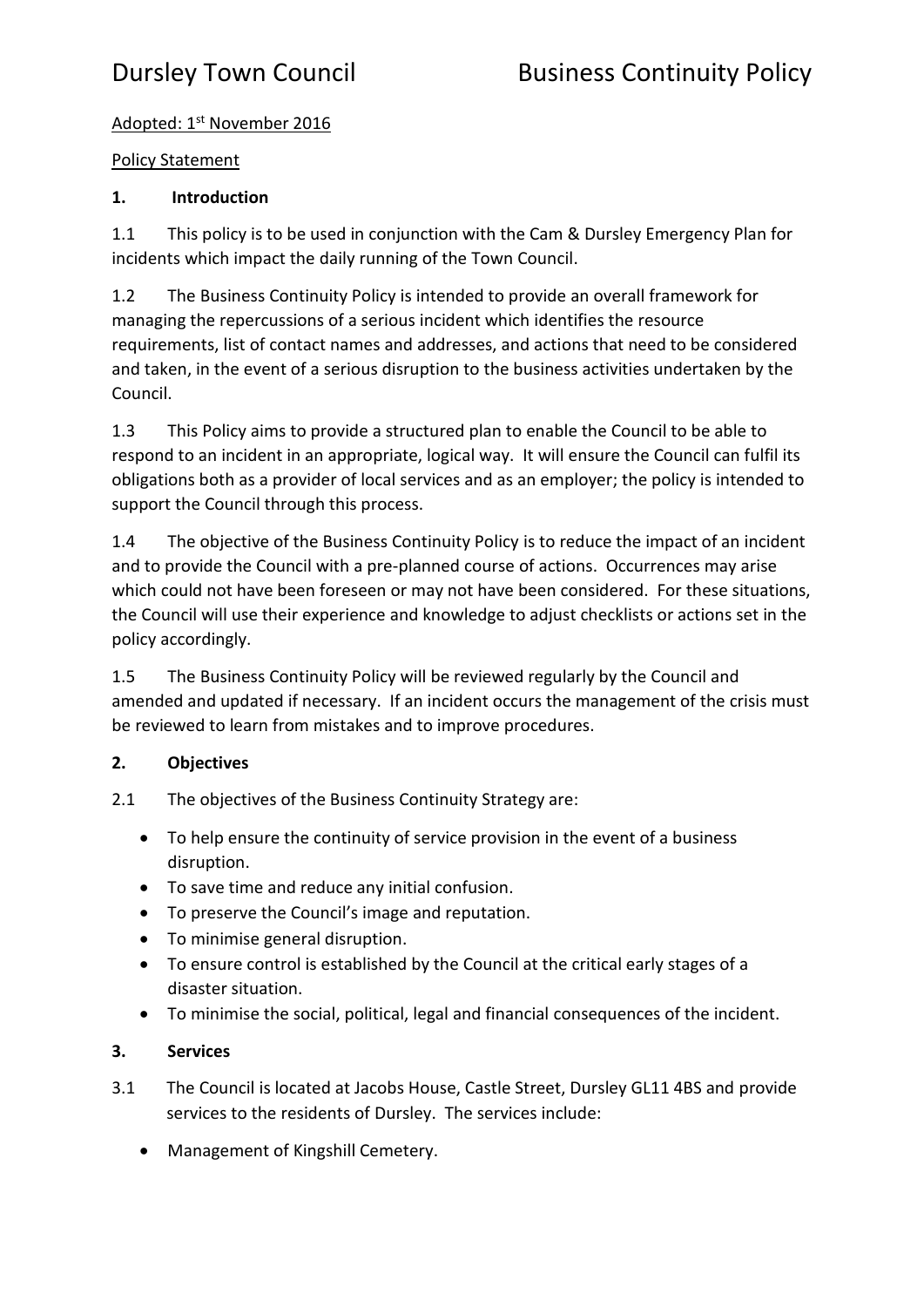# Dursley Town Council Business Continuity Policy

Adopted: 1st November 2016

Policy Statement

## 1. Introduction

1.1 This policy is to be used in conjunction with the Cam & Dursley Emergency Plan for incidents which impact the daily running of the Town Council.

1.2 The Business Continuity Policy is intended to provide an overall framework for managing the repercussions of a serious incident which identifies the resource requirements, list of contact names and addresses, and actions that need to be considered and taken, in the event of a serious disruption to the business activities undertaken by the Council.

1.3 This Policy aims to provide a structured plan to enable the Council to be able to respond to an incident in an appropriate, logical way. It will ensure the Council can fulfil its obligations both as a provider of local services and as an employer; the policy is intended to support the Council through this process.

1.4 The objective of the Business Continuity Policy is to reduce the impact of an incident and to provide the Council with a pre-planned course of actions. Occurrences may arise which could not have been foreseen or may not have been considered. For these situations, the Council will use their experience and knowledge to adjust checklists or actions set in the policy accordingly.

1.5 The Business Continuity Policy will be reviewed regularly by the Council and amended and updated if necessary. If an incident occurs the management of the crisis must be reviewed to learn from mistakes and to improve procedures.

## 2. Objectives

2.1 The objectives of the Business Continuity Strategy are:

- To help ensure the continuity of service provision in the event of a business disruption.
- To save time and reduce any initial confusion.
- To preserve the Council's image and reputation.
- To minimise general disruption.
- To ensure control is established by the Council at the critical early stages of a disaster situation.
- To minimise the social, political, legal and financial consequences of the incident.

## 3. Services

3.1 The Council is located at Jacobs House, Castle Street, Dursley GL11 4BS and provide services to the residents of Dursley. The services include:

- Management of Kingshill Cemetery.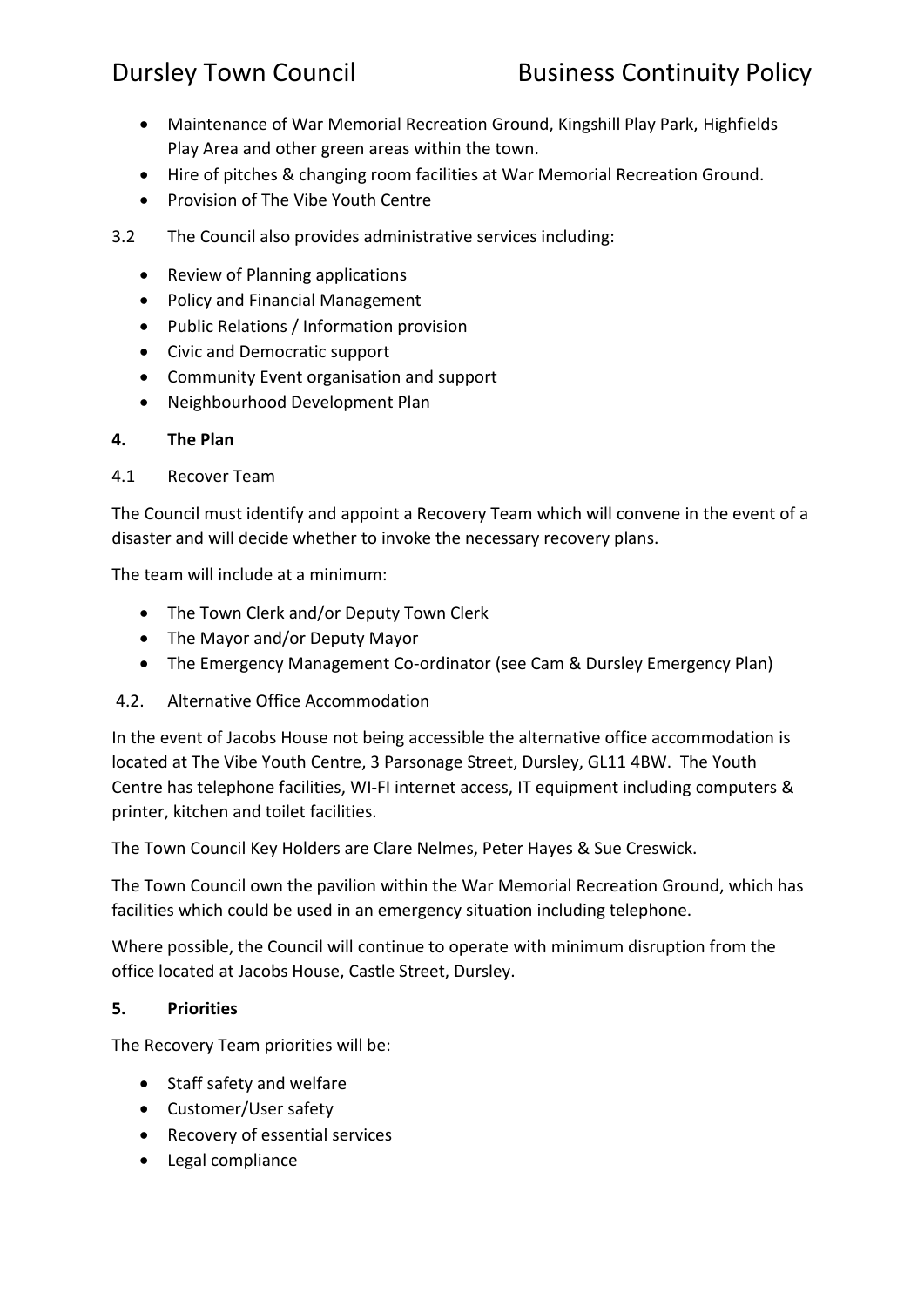- Maintenance of War Memorial Recreation Ground, Kingshill Play Park, Highfields Play Area and other green areas within the town.
- Hire of pitches & changing room facilities at War Memorial Recreation Ground.
- Provision of The Vibe Youth Centre

3.2 The Council also provides administrative services including:

- Review of Planning applications
- Policy and Financial Management
- Public Relations / Information provision
- Civic and Democratic support
- Community Event organisation and support
- Neighbourhood Development Plan

## 4. The Plan

4.1 Recover Team

The Council must identify and appoint a Recovery Team which will convene in the event of a disaster and will decide whether to invoke the necessary recovery plans.

The team will include at a minimum:

- The Town Clerk and/or Deputy Town Clerk
- The Mayor and/or Deputy Mayor
- The Emergency Management Co-ordinator (see Cam & Dursley Emergency Plan)

4.2. Alternative Office Accommodation

In the event of Jacobs House not being accessible the alternative office accommodation is located at The Vibe Youth Centre, 3 Parsonage Street, Dursley, GL11 4BW. The Youth Centre has telephone facilities, WI-FI internet access, IT equipment including computers & printer, kitchen and toilet facilities.

The Town Council Key Holders are Clare Nelmes, Peter Hayes & Sue Creswick.

The Town Council own the pavilion within the War Memorial Recreation Ground, which has facilities which could be used in an emergency situation including telephone.

Where possible, the Council will continue to operate with minimum disruption from the office located at Jacobs House, Castle Street, Dursley.

## 5. Priorities

The Recovery Team priorities will be:

- Staff safety and welfare
- Customer/User safety
- Recovery of essential services
- Legal compliance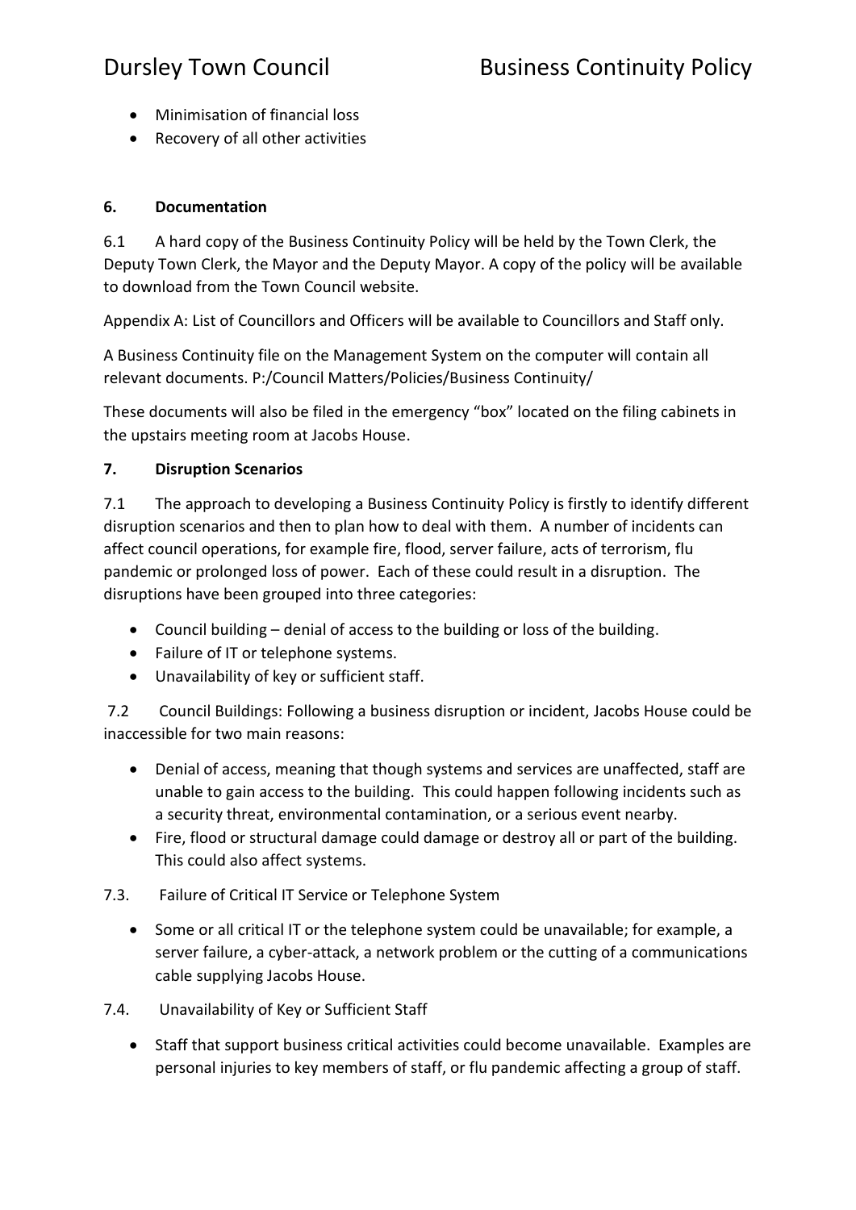- Minimisation of financial loss
- Recovery of all other activities

**6. Documentation**

6.1 A hard copy of the Business Continuity Policy will be held by the Town Clerk, the Deputy Town Clerk, the Mayor and the Deputy Mayor. A copy of the policy will be available to download from the Town Council website.

Appendix A: List of Councillors and Officers will be available to Councillors and Staff only.

A Business Continuity file on the Management System on the computer will contain all relevant documents. P:/Council Matters/Policies/Business Continuity/

These documents will also be filed in the emergency "box" located on the filing cabinets in the upstairs meeting room at Jacobs House.

**7. Disruption Scenarios**

7.1 The approach to developing a Business Continuity Policy is firstly to identify different disruption scenarios and then to plan how to deal with them. A number of incidents can affect council operations, for example fire, flood, server failure, acts of terrorism, flu pandemic or prolonged loss of power. Each of these could result in a disruption. The disruptions have been grouped into three categories:

- Council building – denial of access to the building or loss of the building.
- Failure of IT or telephone systems.
- Unavailability of key or sufficient staff.

7.2 Council Buildings: Following a business disruption or incident, Jacobs House could be inaccessible for two main reasons:

- Denial of access, meaning that though systems and services are unaffected, staff are unable to gain access to the building. This could happen following incidents such as a security threat, environmental contamination, or a serious event nearby.
- Fire, flood or structural damage could damage or destroy all or part of the building. This could also affect systems.

7.3. Failure of Critical IT Service or Telephone System

- Some or all critical IT or the telephone system could be unavailable; for example, a server failure, a cyber-attack, a network problem or the cutting of a communications cable supplying Jacobs House.

7.4. Unavailability of Key or Sufficient Staff

- Staff that support business critical activities could become unavailable. Examples are personal injuries to key members of staff, or flu pandemic affecting a group of staff.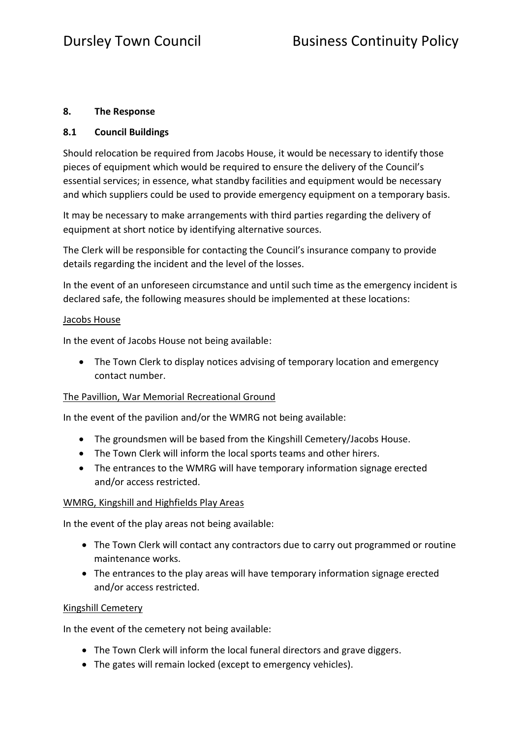## 8. The Response

### 8.1 Council Buildings

Should relocation be required from Jacobs House, it would be necessary to identify those pieces of equipment which would be required to ensure the delivery of the Council's essential services; in essence, what standby facilities and equipment would be necessary and which suppliers could be used to provide emergency equipment on a temporary basis.

It may be necessary to make arrangements with third parties regarding the delivery of equipment at short notice by identifying alternative sources.

The Clerk will be responsible for contacting the Council's insurance company to provide details regarding the incident and the level of the losses.

In the event of an unforeseen circumstance and until such time as the emergency incident is declared safe, the following measures should be implemented at these locations:

<u>Jacobs House</u>

In the event of Jacobs House not being available:

- The Town Clerk to display notices advising of temporary location and emergency contact number.

<u>The Pavillion, War Memorial Recreational Ground</u>

In the event of the pavilion and/or the WMRG not being available:

- The groundsmen will be based from the Kingshill Cemetery/Jacobs House.
- The Town Clerk will inform the local sports teams and other hirers.
- The entrances to the WMRG will have temporary information signage erected and/or access restricted.

<u>WMRG, Kingshill and Highfields Play Areas</u>

In the event of the play areas not being available:

- The Town Clerk will contact any contractors due to carry out programmed or routine maintenance works.
- The entrances to the play areas will have temporary information signage erected and/or access restricted.

<u>Kingshill Cemetery</u>

In the event of the cemetery not being available:

- The Town Clerk will inform the local funeral directors and grave diggers.
- The gates will remain locked (except to emergency vehicles).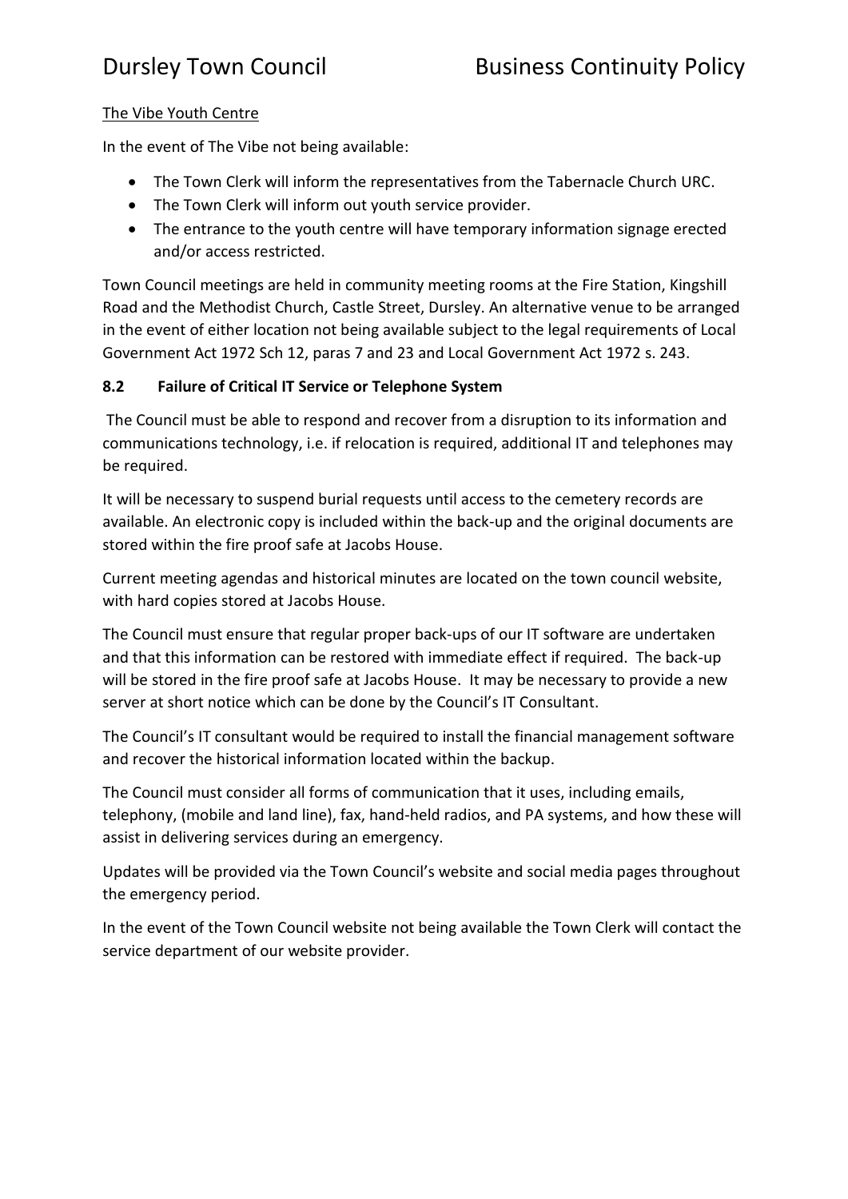The Vibe Youth Centre

In the event of The Vibe not being available:

- The Town Clerk will inform the representatives from the Tabernacle Church URC.
- The Town Clerk will inform out youth service provider.
- The entrance to the youth centre will have temporary information signage erected and/or access restricted.

Town Council meetings are held in community meeting rooms at the Fire Station, Kingshill Road and the Methodist Church, Castle Street, Dursley. An alternative venue to be arranged in the event of either location not being available subject to the legal requirements of Local Government Act 1972 Sch 12, paras 7 and 23 and Local Government Act 1972 s. 243.

### 8.2 Failure of Critical IT Service or Telephone System

The Council must be able to respond and recover from a disruption to its information and communications technology, i.e. if relocation is required, additional IT and telephones may be required.

It will be necessary to suspend burial requests until access to the cemetery records are available. An electronic copy is included within the back-up and the original documents are stored within the fire proof safe at Jacobs House.

Current meeting agendas and historical minutes are located on the town council website, with hard copies stored at Jacobs House.

The Council must ensure that regular proper back-ups of our IT software are undertaken and that this information can be restored with immediate effect if required. The back-up will be stored in the fire proof safe at Jacobs House. It may be necessary to provide a new server at short notice which can be done by the Council's IT Consultant.

The Council's IT consultant would be required to install the financial management software and recover the historical information located within the backup.

The Council must consider all forms of communication that it uses, including emails, telephony, (mobile and land line), fax, hand-held radios, and PA systems, and how these will assist in delivering services during an emergency.

Updates will be provided via the Town Council's website and social media pages throughout the emergency period.

In the event of the Town Council website not being available the Town Clerk will contact the service department of our website provider.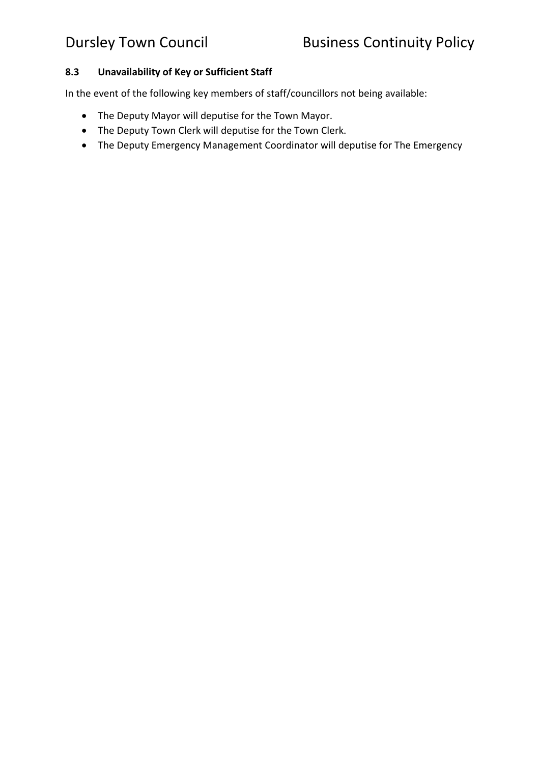### 8.3 Unavailability of Key or Sufficient Staff

In the event of the following key members of staff/councillors not being available:

- The Deputy Mayor will deputise for the Town Mayor.
- The Deputy Town Clerk will deputise for the Town Clerk.
- The Deputy Emergency Management Coordinator will deputise for The Emergency